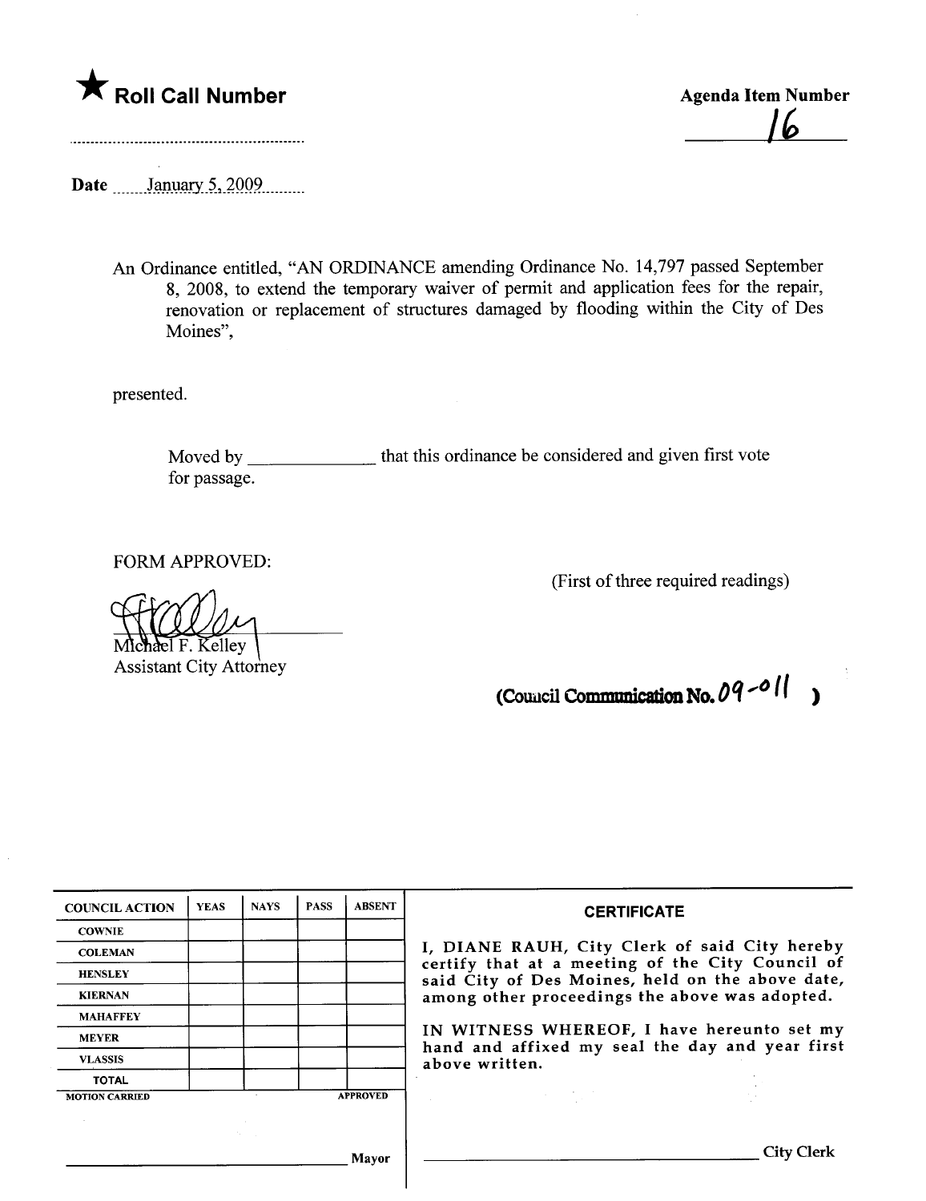★ **Roll Call Number**

..........................................................

**Agenda Item Number**

16

Date ......January 5, 2009.........

An Ordinance entitled, "AN ORDINANCE amending Ordinance No. 14,797 passed September 8, 2008, to extend the temporary waiver of permit and application fees for the repair, renovation or replacement of structures damaged by flooding within the City of Des Moines",

presented.

Moved by ______________ that this ordinance be considered and given first vote for passage.

FORM APPROVED:

Michael F. Kelley
Assistant City Attorney

(First of three required readings)

(Council Communication No. 09-011 )

| COUNCIL ACTION | YEAS | NAYS | PASS | ABSENT |
|---|---|---|---|---|
| COWNIE | | | | |
| COLEMAN | | | | |
| HENSLEY | | | | |
| KIERNAN | | | | |
| MAHAFFEY | | | | |
| MEYER | | | | |
| VLASSIS | | | | |
| TOTAL | | | | |

MOTION CARRIED APPROVED

______________________________ Mayor

**CERTIFICATE**

I, DIANE RAUH, City Clerk of said City hereby certify that at a meeting of the City Council of said City of Des Moines, held on the above date, among other proceedings the above was adopted.

IN WITNESS WHEREOF, I have hereunto set my hand and affixed my seal the day and year first above written.

______________________________ City Clerk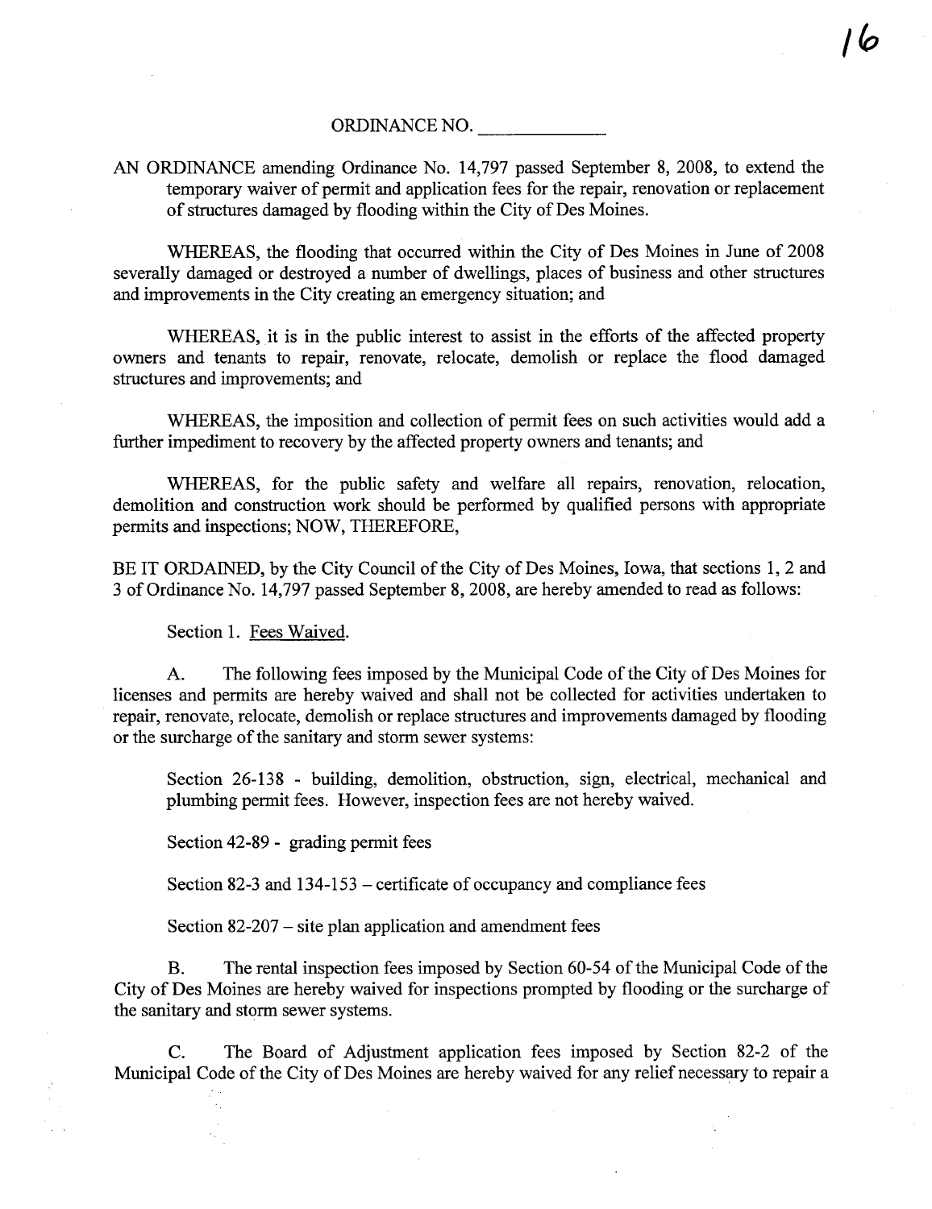ORDINANCE NO. _____________

AN ORDINANCE amending Ordinance No. 14,797 passed September 8, 2008, to extend the temporary waiver of permit and application fees for the repair, renovation or replacement of structures damaged by flooding within the City of Des Moines.

WHEREAS, the flooding that occurred within the City of Des Moines in June of 2008 severally damaged or destroyed a number of dwellings, places of business and other structures and improvements in the City creating an emergency situation; and

WHEREAS, it is in the public interest to assist in the efforts of the affected property owners and tenants to repair, renovate, relocate, demolish or replace the flood damaged structures and improvements; and

WHEREAS, the imposition and collection of permit fees on such activities would add a further impediment to recovery by the affected property owners and tenants; and

WHEREAS, for the public safety and welfare all repairs, renovation, relocation, demolition and construction work should be performed by qualified persons with appropriate permits and inspections; NOW, THEREFORE,

BE IT ORDAINED, by the City Council of the City of Des Moines, Iowa, that sections 1, 2 and 3 of Ordinance No. 14,797 passed September 8, 2008, are hereby amended to read as follows:

Section 1. Fees Waived.

A. The following fees imposed by the Municipal Code of the City of Des Moines for licenses and permits are hereby waived and shall not be collected for activities undertaken to repair, renovate, relocate, demolish or replace structures and improvements damaged by flooding or the surcharge of the sanitary and storm sewer systems:

Section 26-138 - building, demolition, obstruction, sign, electrical, mechanical and plumbing permit fees. However, inspection fees are not hereby waived.

Section 42-89 - grading permit fees

Section 82-3 and 134-153 – certificate of occupancy and compliance fees

Section 82-207 – site plan application and amendment fees

B. The rental inspection fees imposed by Section 60-54 of the Municipal Code of the City of Des Moines are hereby waived for inspections prompted by flooding or the surcharge of the sanitary and storm sewer systems.

C. The Board of Adjustment application fees imposed by Section 82-2 of the Municipal Code of the City of Des Moines are hereby waived for any relief necessary to repair a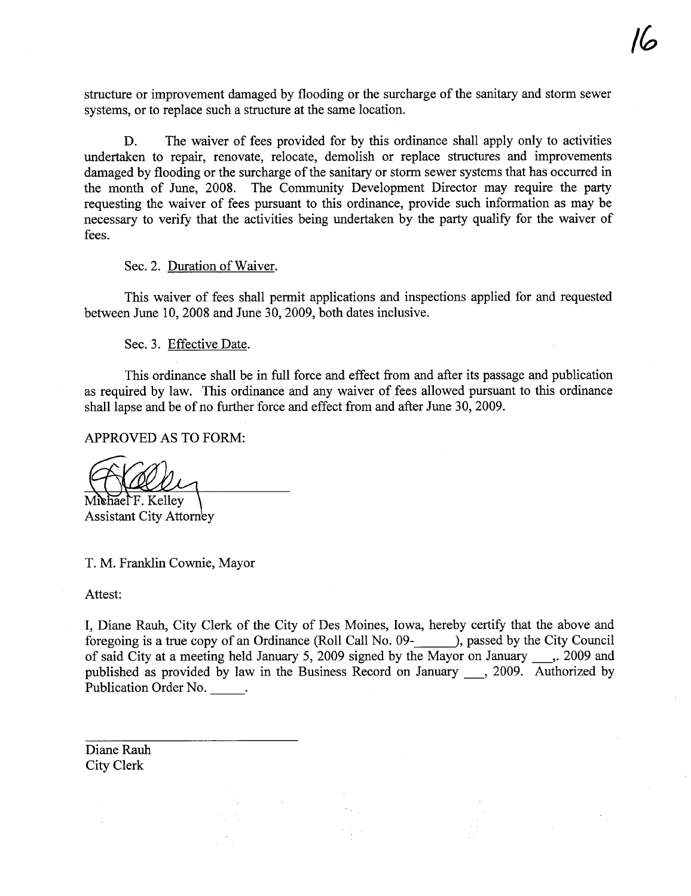structure or improvement damaged by flooding or the surcharge of the sanitary and storm sewer systems, or to replace such a structure at the same location.

D. The waiver of fees provided for by this ordinance shall apply only to activities undertaken to repair, renovate, relocate, demolish or replace structures and improvements damaged by flooding or the surcharge of the sanitary or storm sewer systems that has occurred in the month of June, 2008. The Community Development Director may require the party requesting the waiver of fees pursuant to this ordinance, provide such information as may be necessary to verify that the activities being undertaken by the party qualify for the waiver of fees.

Sec. 2. Duration of Waiver.

This waiver of fees shall permit applications and inspections applied for and requested between June 10, 2008 and June 30, 2009, both dates inclusive.

Sec. 3. Effective Date.

This ordinance shall be in full force and effect from and after its passage and publication as required by law. This ordinance and any waiver of fees allowed pursuant to this ordinance shall lapse and be of no further force and effect from and after June 30, 2009.

APPROVED AS TO FORM:

Michael F. Kelley
Assistant City Attorney

T. M. Franklin Cownie, Mayor

Attest:

I, Diane Rauh, City Clerk of the City of Des Moines, Iowa, hereby certify that the above and foregoing is a true copy of an Ordinance (Roll Call No. 09-______), passed by the City Council of said City at a meeting held January 5, 2009 signed by the Mayor on January ___,. 2009 and published as provided by law in the Business Record on January ___, 2009. Authorized by Publication Order No. _____.

Diane Rauh
City Clerk